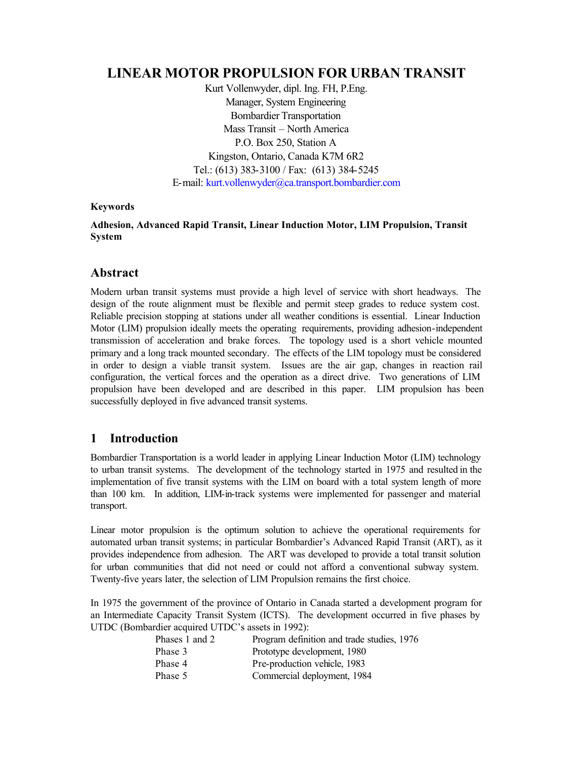# LINEAR MOTOR PROPULSION FOR URBAN TRANSIT

Kurt Vollenwyder, dipl. Ing. FH, P.Eng.
Manager, System Engineering
Bombardier Transportation
Mass Transit – North America
P.O. Box 250, Station A
Kingston, Ontario, Canada K7M 6R2
Tel.: (613) 383-3100 / Fax: (613) 384-5245
E-mail: kurt.vollenwyder@ca.transport.bombardier.com

**Keywords**

**Adhesion, Advanced Rapid Transit, Linear Induction Motor, LIM Propulsion, Transit System**

## Abstract

Modern urban transit systems must provide a high level of service with short headways. The design of the route alignment must be flexible and permit steep grades to reduce system cost. Reliable precision stopping at stations under all weather conditions is essential. Linear Induction Motor (LIM) propulsion ideally meets the operating requirements, providing adhesion-independent transmission of acceleration and brake forces. The topology used is a short vehicle mounted primary and a long track mounted secondary. The effects of the LIM topology must be considered in order to design a viable transit system. Issues are the air gap, changes in reaction rail configuration, the vertical forces and the operation as a direct drive. Two generations of LIM propulsion have been developed and are described in this paper. LIM propulsion has been successfully deployed in five advanced transit systems.

## 1 Introduction

Bombardier Transportation is a world leader in applying Linear Induction Motor (LIM) technology to urban transit systems. The development of the technology started in 1975 and resulted in the implementation of five transit systems with the LIM on board with a total system length of more than 100 km. In addition, LIM-in-track systems were implemented for passenger and material transport.

Linear motor propulsion is the optimum solution to achieve the operational requirements for automated urban transit systems; in particular Bombardier's Advanced Rapid Transit (ART), as it provides independence from adhesion. The ART was developed to provide a total transit solution for urban communities that did not need or could not afford a conventional subway system. Twenty-five years later, the selection of LIM Propulsion remains the first choice.

In 1975 the government of the province of Ontario in Canada started a development program for an Intermediate Capacity Transit System (ICTS). The development occurred in five phases by UTDC (Bombardier acquired UTDC's assets in 1992):

| | |
|---|---|
| Phases 1 and 2 | Program definition and trade studies, 1976 |
| Phase 3 | Prototype development, 1980 |
| Phase 4 | Pre-production vehicle, 1983 |
| Phase 5 | Commercial deployment, 1984 |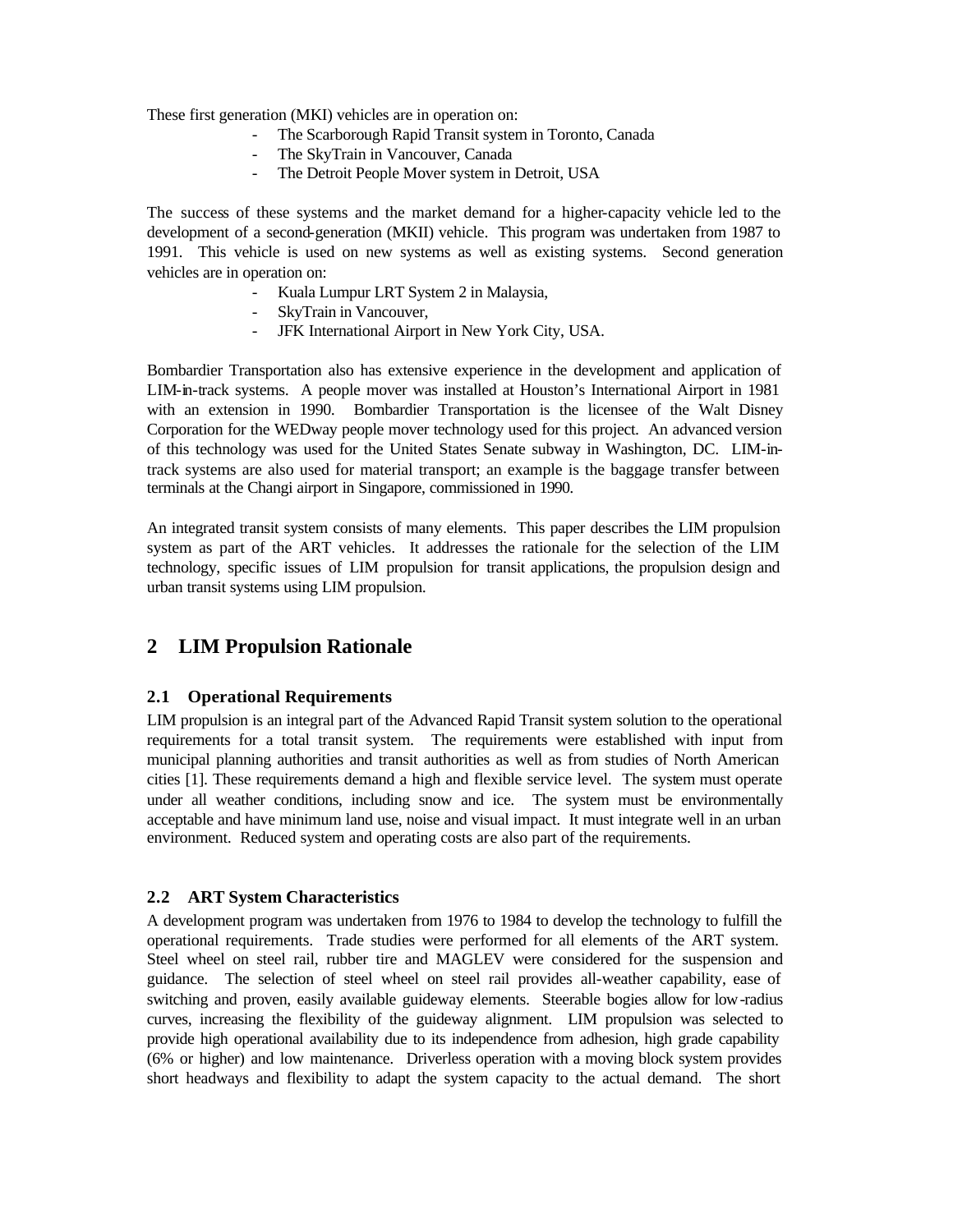These first generation (MKI) vehicles are in operation on:

- The Scarborough Rapid Transit system in Toronto, Canada
- The SkyTrain in Vancouver, Canada
- The Detroit People Mover system in Detroit, USA

The success of these systems and the market demand for a higher-capacity vehicle led to the development of a second-generation (MKII) vehicle. This program was undertaken from 1987 to 1991. This vehicle is used on new systems as well as existing systems. Second generation vehicles are in operation on:

- Kuala Lumpur LRT System 2 in Malaysia,
- SkyTrain in Vancouver,
- JFK International Airport in New York City, USA.

Bombardier Transportation also has extensive experience in the development and application of LIM-in-track systems. A people mover was installed at Houston's International Airport in 1981 with an extension in 1990. Bombardier Transportation is the licensee of the Walt Disney Corporation for the WEDway people mover technology used for this project. An advanced version of this technology was used for the United States Senate subway in Washington, DC. LIM-in-track systems are also used for material transport; an example is the baggage transfer between terminals at the Changi airport in Singapore, commissioned in 1990.

An integrated transit system consists of many elements. This paper describes the LIM propulsion system as part of the ART vehicles. It addresses the rationale for the selection of the LIM technology, specific issues of LIM propulsion for transit applications, the propulsion design and urban transit systems using LIM propulsion.

## 2 LIM Propulsion Rationale

### 2.1 Operational Requirements

LIM propulsion is an integral part of the Advanced Rapid Transit system solution to the operational requirements for a total transit system. The requirements were established with input from municipal planning authorities and transit authorities as well as from studies of North American cities [1]. These requirements demand a high and flexible service level. The system must operate under all weather conditions, including snow and ice. The system must be environmentally acceptable and have minimum land use, noise and visual impact. It must integrate well in an urban environment. Reduced system and operating costs are also part of the requirements.

### 2.2 ART System Characteristics

A development program was undertaken from 1976 to 1984 to develop the technology to fulfill the operational requirements. Trade studies were performed for all elements of the ART system. Steel wheel on steel rail, rubber tire and MAGLEV were considered for the suspension and guidance. The selection of steel wheel on steel rail provides all-weather capability, ease of switching and proven, easily available guideway elements. Steerable bogies allow for low-radius curves, increasing the flexibility of the guideway alignment. LIM propulsion was selected to provide high operational availability due to its independence from adhesion, high grade capability (6% or higher) and low maintenance. Driverless operation with a moving block system provides short headways and flexibility to adapt the system capacity to the actual demand. The short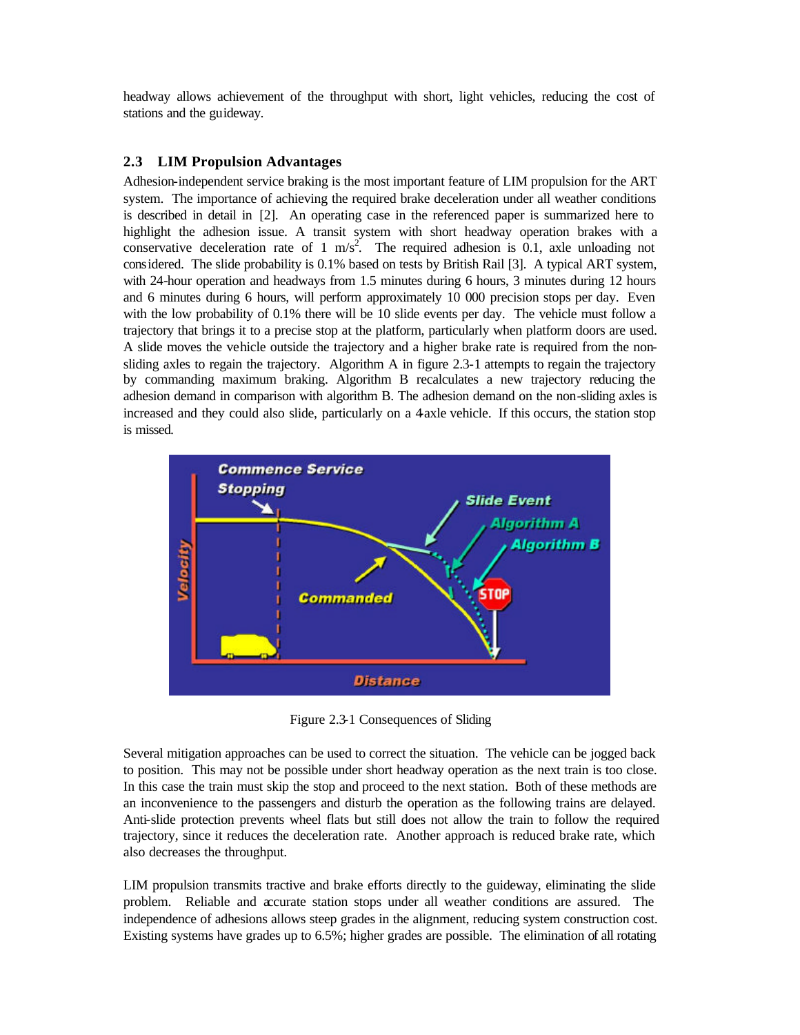headway allows achievement of the throughput with short, light vehicles, reducing the cost of stations and the guideway.

### 2.3 LIM Propulsion Advantages

Adhesion-independent service braking is the most important feature of LIM propulsion for the ART system. The importance of achieving the required brake deceleration under all weather conditions is described in detail in [2]. An operating case in the referenced paper is summarized here to highlight the adhesion issue. A transit system with short headway operation brakes with a conservative deceleration rate of 1 m/s$^2$. The required adhesion is 0.1, axle unloading not considered. The slide probability is 0.1% based on tests by British Rail [3]. A typical ART system, with 24-hour operation and headways from 1.5 minutes during 6 hours, 3 minutes during 12 hours and 6 minutes during 6 hours, will perform approximately 10 000 precision stops per day. Even with the low probability of 0.1% there will be 10 slide events per day. The vehicle must follow a trajectory that brings it to a precise stop at the platform, particularly when platform doors are used. A slide moves the vehicle outside the trajectory and a higher brake rate is required from the non-sliding axles to regain the trajectory. Algorithm A in figure 2.3-1 attempts to regain the trajectory by commanding maximum braking. Algorithm B recalculates a new trajectory reducing the adhesion demand in comparison with algorithm B. The adhesion demand on the non-sliding axles is increased and they could also slide, particularly on a 4-axle vehicle. If this occurs, the station stop is missed.

Figure 2.3-1 Consequences of Sliding

Several mitigation approaches can be used to correct the situation. The vehicle can be jogged back to position. This may not be possible under short headway operation as the next train is too close. In this case the train must skip the stop and proceed to the next station. Both of these methods are an inconvenience to the passengers and disturb the operation as the following trains are delayed. Anti-slide protection prevents wheel flats but still does not allow the train to follow the required trajectory, since it reduces the deceleration rate. Another approach is reduced brake rate, which also decreases the throughput.

LIM propulsion transmits tractive and brake efforts directly to the guideway, eliminating the slide problem. Reliable and accurate station stops under all weather conditions are assured. The independence of adhesions allows steep grades in the alignment, reducing system construction cost. Existing systems have grades up to 6.5%; higher grades are possible. The elimination of all rotating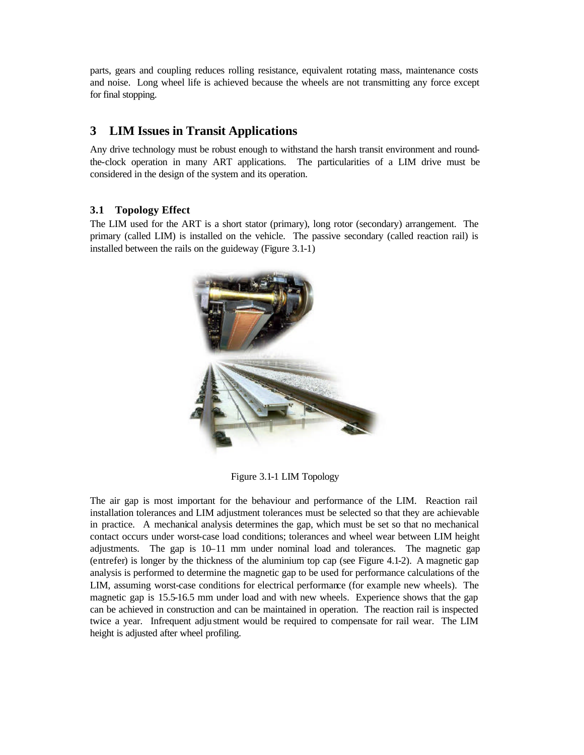parts, gears and coupling reduces rolling resistance, equivalent rotating mass, maintenance costs and noise. Long wheel life is achieved because the wheels are not transmitting any force except for final stopping.

# 3 LIM Issues in Transit Applications

Any drive technology must be robust enough to withstand the harsh transit environment and round-the-clock operation in many ART applications. The particularities of a LIM drive must be considered in the design of the system and its operation.

## 3.1 Topology Effect

The LIM used for the ART is a short stator (primary), long rotor (secondary) arrangement. The primary (called LIM) is installed on the vehicle. The passive secondary (called reaction rail) is installed between the rails on the guideway (Figure 3.1-1)

Figure 3.1-1 LIM Topology

The air gap is most important for the behaviour and performance of the LIM. Reaction rail installation tolerances and LIM adjustment tolerances must be selected so that they are achievable in practice. A mechanical analysis determines the gap, which must be set so that no mechanical contact occurs under worst-case load conditions; tolerances and wheel wear between LIM height adjustments. The gap is 10–11 mm under nominal load and tolerances. The magnetic gap (entrefer) is longer by the thickness of the aluminium top cap (see Figure 4.1-2). A magnetic gap analysis is performed to determine the magnetic gap to be used for performance calculations of the LIM, assuming worst-case conditions for electrical performance (for example new wheels). The magnetic gap is 15.5-16.5 mm under load and with new wheels. Experience shows that the gap can be achieved in construction and can be maintained in operation. The reaction rail is inspected twice a year. Infrequent adjustment would be required to compensate for rail wear. The LIM height is adjusted after wheel profiling.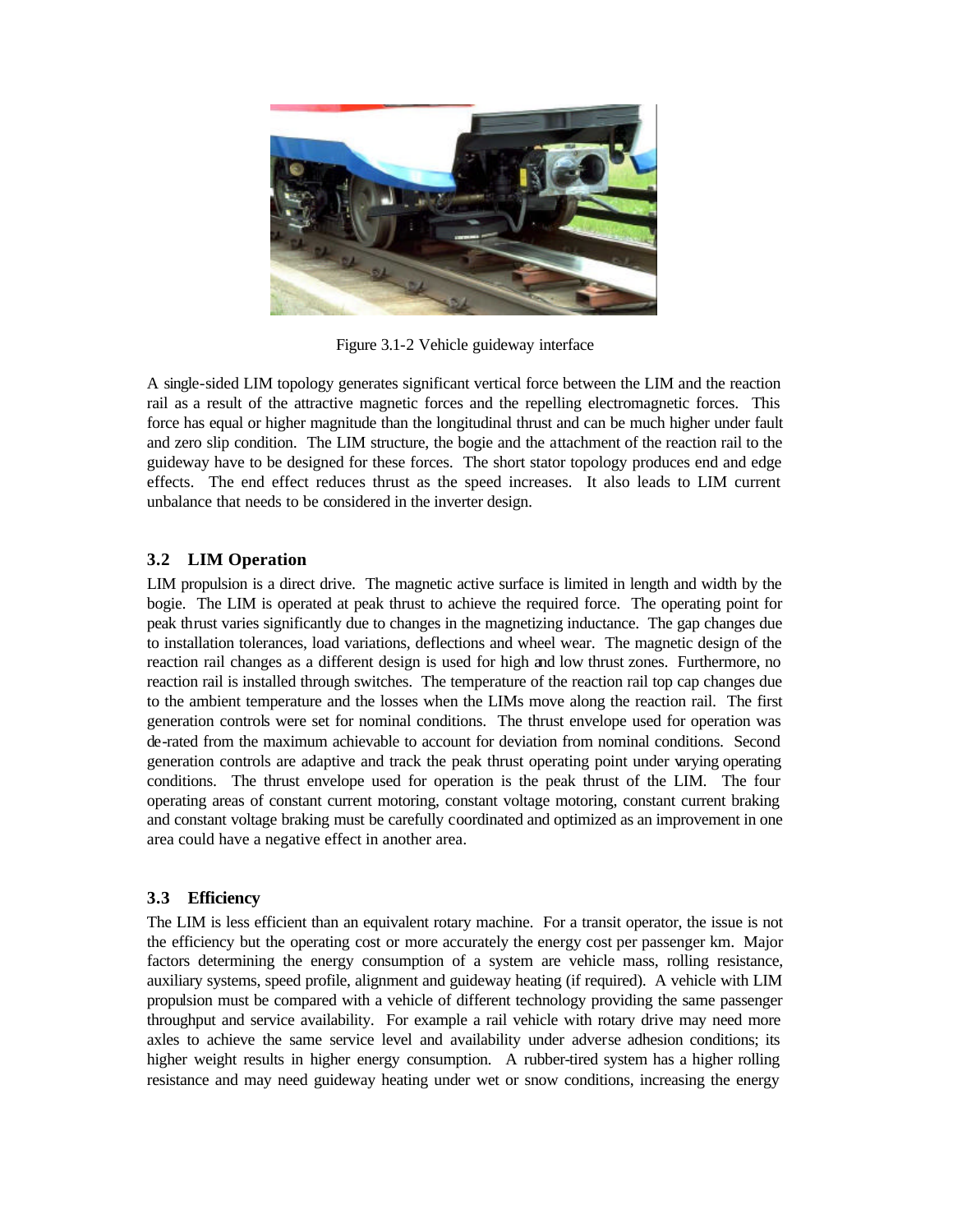Figure 3.1-2 Vehicle guideway interface

A single-sided LIM topology generates significant vertical force between the LIM and the reaction rail as a result of the attractive magnetic forces and the repelling electromagnetic forces. This force has equal or higher magnitude than the longitudinal thrust and can be much higher under fault and zero slip condition. The LIM structure, the bogie and the attachment of the reaction rail to the guideway have to be designed for these forces. The short stator topology produces end and edge effects. The end effect reduces thrust as the speed increases. It also leads to LIM current unbalance that needs to be considered in the inverter design.

## 3.2 LIM Operation

LIM propulsion is a direct drive. The magnetic active surface is limited in length and width by the bogie. The LIM is operated at peak thrust to achieve the required force. The operating point for peak thrust varies significantly due to changes in the magnetizing inductance. The gap changes due to installation tolerances, load variations, deflections and wheel wear. The magnetic design of the reaction rail changes as a different design is used for high and low thrust zones. Furthermore, no reaction rail is installed through switches. The temperature of the reaction rail top cap changes due to the ambient temperature and the losses when the LIMs move along the reaction rail. The first generation controls were set for nominal conditions. The thrust envelope used for operation was de-rated from the maximum achievable to account for deviation from nominal conditions. Second generation controls are adaptive and track the peak thrust operating point under varying operating conditions. The thrust envelope used for operation is the peak thrust of the LIM. The four operating areas of constant current motoring, constant voltage motoring, constant current braking and constant voltage braking must be carefully coordinated and optimized as an improvement in one area could have a negative effect in another area.

## 3.3 Efficiency

The LIM is less efficient than an equivalent rotary machine. For a transit operator, the issue is not the efficiency but the operating cost or more accurately the energy cost per passenger km. Major factors determining the energy consumption of a system are vehicle mass, rolling resistance, auxiliary systems, speed profile, alignment and guideway heating (if required). A vehicle with LIM propulsion must be compared with a vehicle of different technology providing the same passenger throughput and service availability. For example a rail vehicle with rotary drive may need more axles to achieve the same service level and availability under adverse adhesion conditions; its higher weight results in higher energy consumption. A rubber-tired system has a higher rolling resistance and may need guideway heating under wet or snow conditions, increasing the energy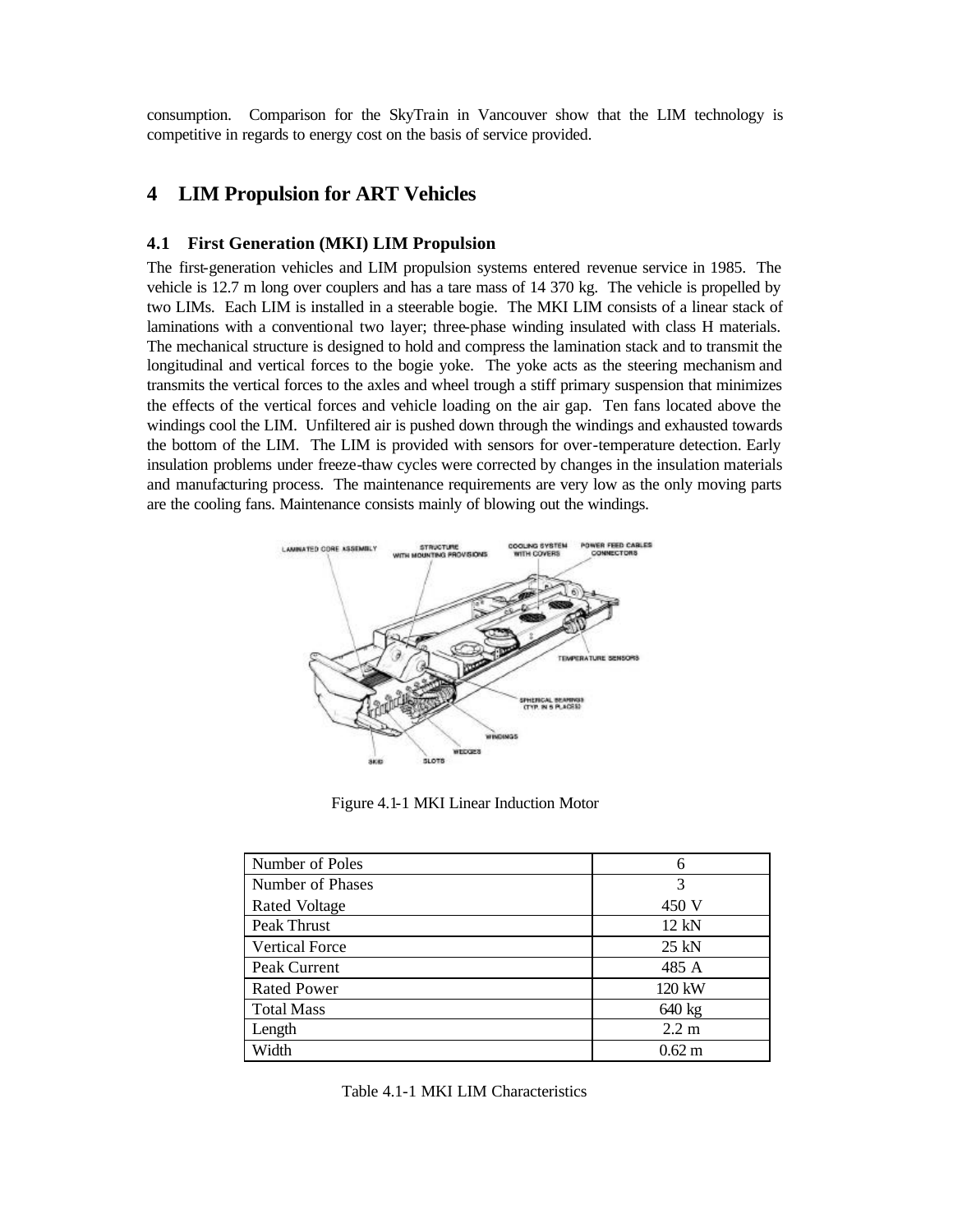consumption. Comparison for the SkyTrain in Vancouver show that the LIM technology is competitive in regards to energy cost on the basis of service provided.

# 4 LIM Propulsion for ART Vehicles

## 4.1 First Generation (MKI) LIM Propulsion

The first-generation vehicles and LIM propulsion systems entered revenue service in 1985. The vehicle is 12.7 m long over couplers and has a tare mass of 14 370 kg. The vehicle is propelled by two LIMs. Each LIM is installed in a steerable bogie. The MKI LIM consists of a linear stack of laminations with a conventional two layer; three-phase winding insulated with class H materials. The mechanical structure is designed to hold and compress the lamination stack and to transmit the longitudinal and vertical forces to the bogie yoke. The yoke acts as the steering mechanism and transmits the vertical forces to the axles and wheel trough a stiff primary suspension that minimizes the effects of the vertical forces and vehicle loading on the air gap. Ten fans located above the windings cool the LIM. Unfiltered air is pushed down through the windings and exhausted towards the bottom of the LIM. The LIM is provided with sensors for over-temperature detection. Early insulation problems under freeze-thaw cycles were corrected by changes in the insulation materials and manufacturing process. The maintenance requirements are very low as the only moving parts are the cooling fans. Maintenance consists mainly of blowing out the windings.

Figure 4.1-1 MKI Linear Induction Motor

| Number of Poles | 6 |
|---|---|
| Number of Phases | 3 |
| Rated Voltage | 450 V |
| Peak Thrust | 12 kN |
| Vertical Force | 25 kN |
| Peak Current | 485 A |
| Rated Power | 120 kW |
| Total Mass | 640 kg |
| Length | 2.2 m |
| Width | 0.62 m |

Table 4.1-1 MKI LIM Characteristics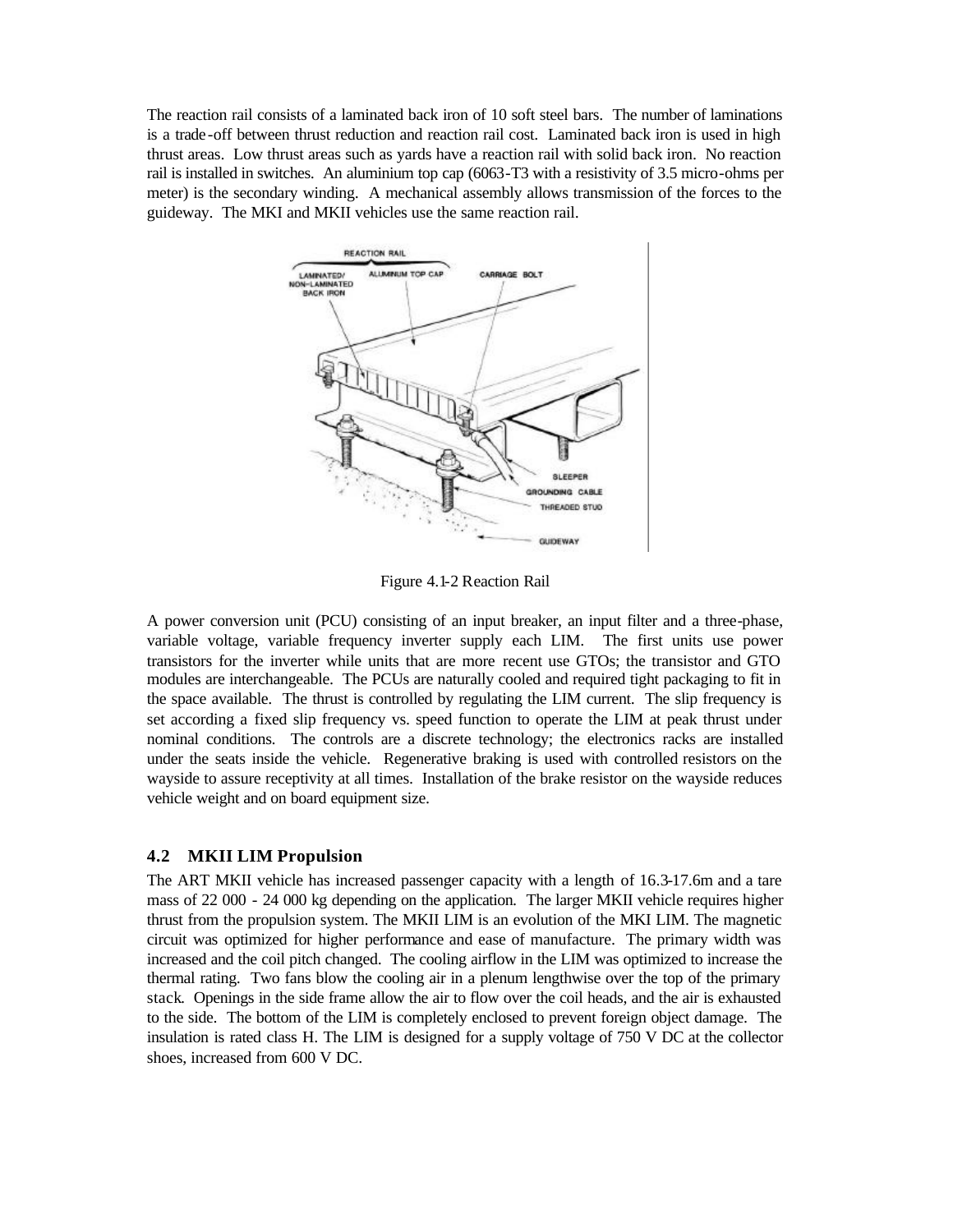The reaction rail consists of a laminated back iron of 10 soft steel bars. The number of laminations is a trade-off between thrust reduction and reaction rail cost. Laminated back iron is used in high thrust areas. Low thrust areas such as yards have a reaction rail with solid back iron. No reaction rail is installed in switches. An aluminium top cap (6063-T3 with a resistivity of 3.5 micro-ohms per meter) is the secondary winding. A mechanical assembly allows transmission of the forces to the guideway. The MKI and MKII vehicles use the same reaction rail.

Figure 4.1-2 Reaction Rail

A power conversion unit (PCU) consisting of an input breaker, an input filter and a three-phase, variable voltage, variable frequency inverter supply each LIM. The first units use power transistors for the inverter while units that are more recent use GTOs; the transistor and GTO modules are interchangeable. The PCUs are naturally cooled and required tight packaging to fit in the space available. The thrust is controlled by regulating the LIM current. The slip frequency is set according a fixed slip frequency vs. speed function to operate the LIM at peak thrust under nominal conditions. The controls are a discrete technology; the electronics racks are installed under the seats inside the vehicle. Regenerative braking is used with controlled resistors on the wayside to assure receptivity at all times. Installation of the brake resistor on the wayside reduces vehicle weight and on board equipment size.

## 4.2 MKII LIM Propulsion

The ART MKII vehicle has increased passenger capacity with a length of 16.3-17.6m and a tare mass of 22 000 - 24 000 kg depending on the application. The larger MKII vehicle requires higher thrust from the propulsion system. The MKII LIM is an evolution of the MKI LIM. The magnetic circuit was optimized for higher performance and ease of manufacture. The primary width was increased and the coil pitch changed. The cooling airflow in the LIM was optimized to increase the thermal rating. Two fans blow the cooling air in a plenum lengthwise over the top of the primary stack. Openings in the side frame allow the air to flow over the coil heads, and the air is exhausted to the side. The bottom of the LIM is completely enclosed to prevent foreign object damage. The insulation is rated class H. The LIM is designed for a supply voltage of 750 V DC at the collector shoes, increased from 600 V DC.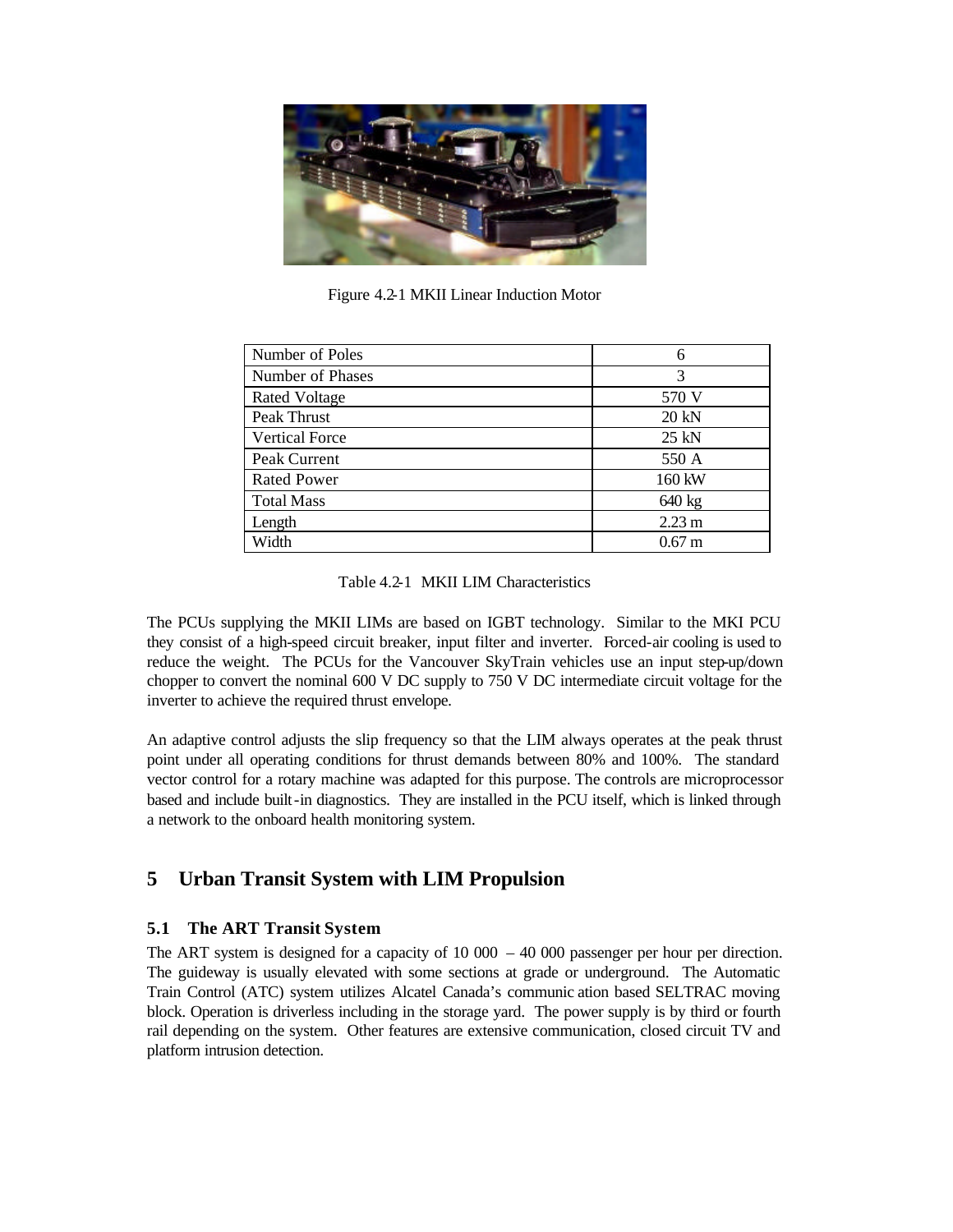Figure 4.2-1 MKII Linear Induction Motor

| Number of Poles | 6 |
| --- | --- |
| Number of Phases | 3 |
| Rated Voltage | 570 V |
| Peak Thrust | 20 kN |
| Vertical Force | 25 kN |
| Peak Current | 550 A |
| Rated Power | 160 kW |
| Total Mass | 640 kg |
| Length | 2.23 m |
| Width | 0.67 m |

Table 4.2-1 MKII LIM Characteristics

The PCUs supplying the MKII LIMs are based on IGBT technology. Similar to the MKI PCU they consist of a high-speed circuit breaker, input filter and inverter. Forced-air cooling is used to reduce the weight. The PCUs for the Vancouver SkyTrain vehicles use an input step-up/down chopper to convert the nominal 600 V DC supply to 750 V DC intermediate circuit voltage for the inverter to achieve the required thrust envelope.

An adaptive control adjusts the slip frequency so that the LIM always operates at the peak thrust point under all operating conditions for thrust demands between 80% and 100%. The standard vector control for a rotary machine was adapted for this purpose. The controls are microprocessor based and include built-in diagnostics. They are installed in the PCU itself, which is linked through a network to the onboard health monitoring system.

# 5 Urban Transit System with LIM Propulsion

## 5.1 The ART Transit System

The ART system is designed for a capacity of 10 000 – 40 000 passenger per hour per direction. The guideway is usually elevated with some sections at grade or underground. The Automatic Train Control (ATC) system utilizes Alcatel Canada's communication based SELTRAC moving block. Operation is driverless including in the storage yard. The power supply is by third or fourth rail depending on the system. Other features are extensive communication, closed circuit TV and platform intrusion detection.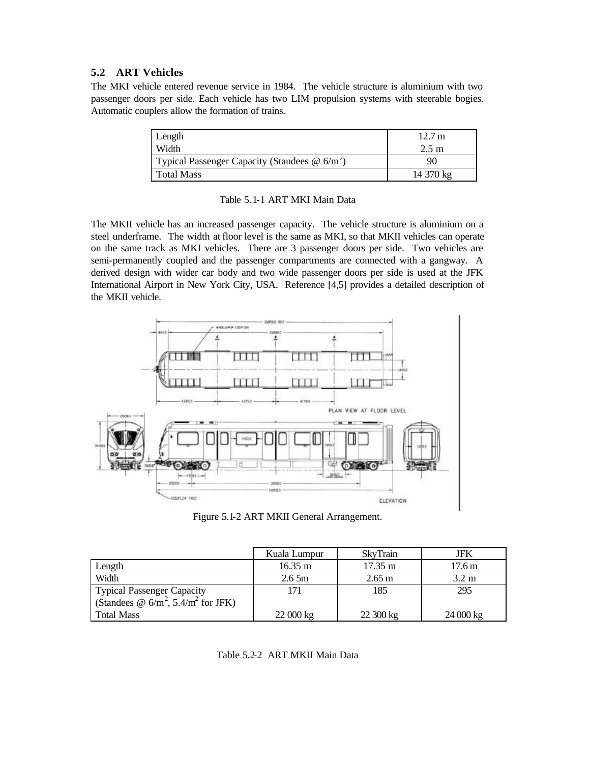## 5.2 ART Vehicles

The MKI vehicle entered revenue service in 1984. The vehicle structure is aluminium with two passenger doors per side. Each vehicle has two LIM propulsion systems with steerable bogies. Automatic couplers allow the formation of trains.

| | |
|---|---|
| Length | 12.7 m |
| Width | 2.5 m |
| Typical Passenger Capacity (Standees @ 6/m$^2$) | 90 |
| Total Mass | 14 370 kg |

Table 5.1-1 ART MKI Main Data

The MKII vehicle has an increased passenger capacity. The vehicle structure is aluminium on a steel underframe. The width at floor level is the same as MKI, so that MKII vehicles can operate on the same track as MKI vehicles. There are 3 passenger doors per side. Two vehicles are semi-permanently coupled and the passenger compartments are connected with a gangway. A derived design with wider car body and two wide passenger doors per side is used at the JFK International Airport in New York City, USA. Reference [4,5] provides a detailed description of the MKII vehicle.

Figure 5.1-2 ART MKII General Arrangement.

| | Kuala Lumpur | SkyTrain | JFK |
|---|---|---|---|
| Length | 16.35 m | 17.35 m | 17.6 m |
| Width | 2.6 5m | 2.65 m | 3.2 m |
| Typical Passenger Capacity (Standees @ 6/m$^2$, 5.4/m$^2$ for JFK) | 171 | 185 | 295 |
| Total Mass | 22 000 kg | 22 300 kg | 24 000 kg |

Table 5.2-2 ART MKII Main Data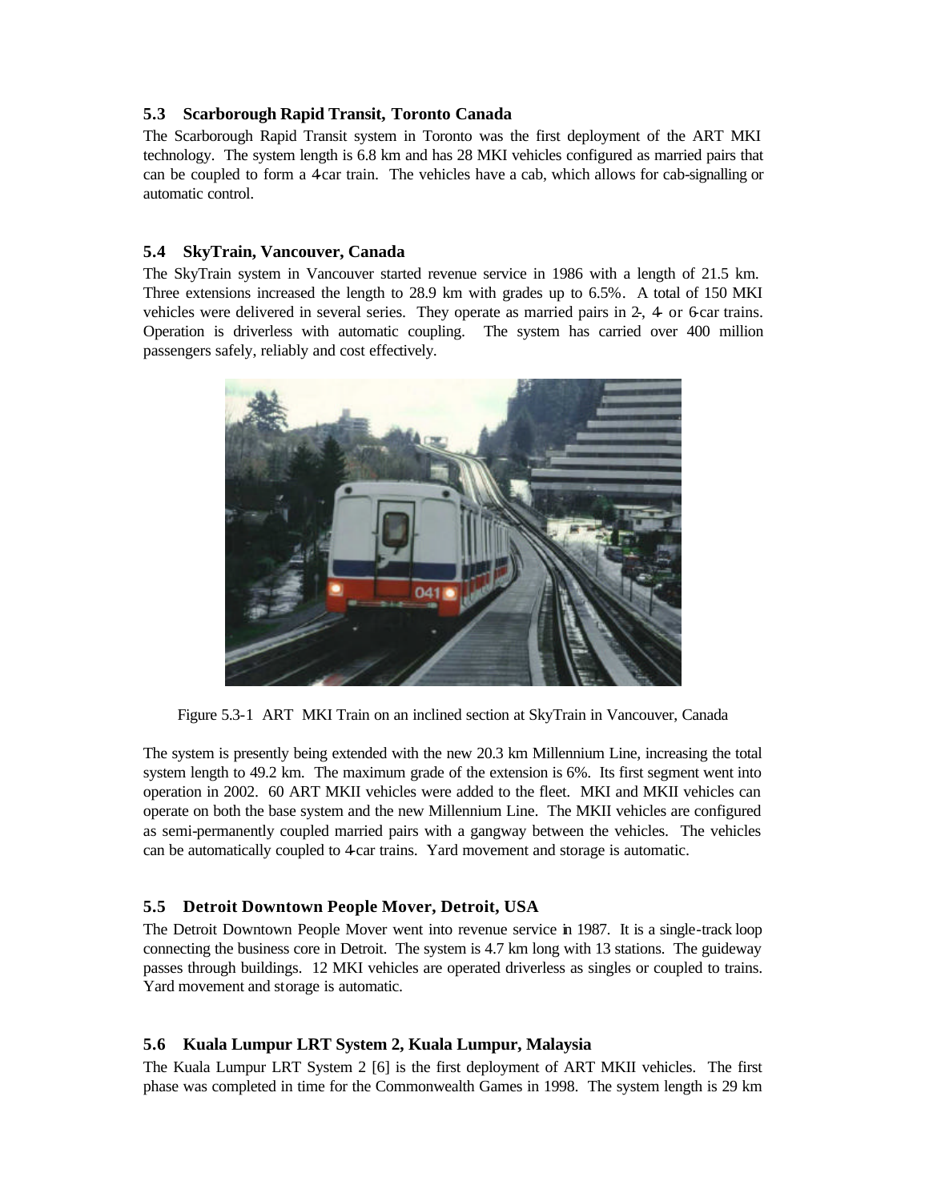### 5.3 Scarborough Rapid Transit, Toronto Canada

The Scarborough Rapid Transit system in Toronto was the first deployment of the ART MKI technology. The system length is 6.8 km and has 28 MKI vehicles configured as married pairs that can be coupled to form a 4-car train. The vehicles have a cab, which allows for cab-signalling or automatic control.

### 5.4 SkyTrain, Vancouver, Canada

The SkyTrain system in Vancouver started revenue service in 1986 with a length of 21.5 km. Three extensions increased the length to 28.9 km with grades up to 6.5%. A total of 150 MKI vehicles were delivered in several series. They operate as married pairs in 2-, 4- or 6-car trains. Operation is driverless with automatic coupling. The system has carried over 400 million passengers safely, reliably and cost effectively.

Figure 5.3-1 ART MKI Train on an inclined section at SkyTrain in Vancouver, Canada

The system is presently being extended with the new 20.3 km Millennium Line, increasing the total system length to 49.2 km. The maximum grade of the extension is 6%. Its first segment went into operation in 2002. 60 ART MKII vehicles were added to the fleet. MKI and MKII vehicles can operate on both the base system and the new Millennium Line. The MKII vehicles are configured as semi-permanently coupled married pairs with a gangway between the vehicles. The vehicles can be automatically coupled to 4-car trains. Yard movement and storage is automatic.

### 5.5 Detroit Downtown People Mover, Detroit, USA

The Detroit Downtown People Mover went into revenue service in 1987. It is a single-track loop connecting the business core in Detroit. The system is 4.7 km long with 13 stations. The guideway passes through buildings. 12 MKI vehicles are operated driverless as singles or coupled to trains. Yard movement and storage is automatic.

### 5.6 Kuala Lumpur LRT System 2, Kuala Lumpur, Malaysia

The Kuala Lumpur LRT System 2 [6] is the first deployment of ART MKII vehicles. The first phase was completed in time for the Commonwealth Games in 1998. The system length is 29 km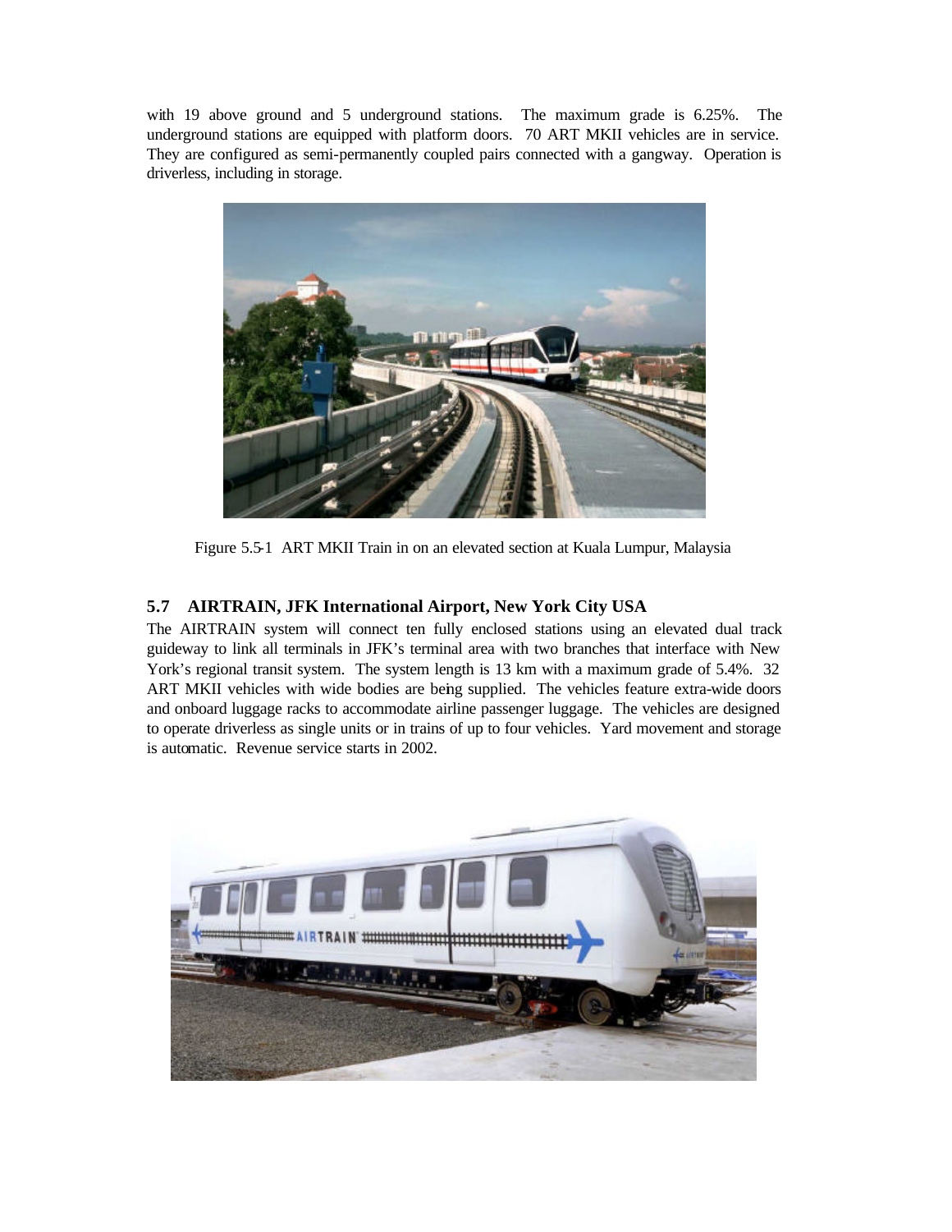with 19 above ground and 5 underground stations. The maximum grade is 6.25%. The underground stations are equipped with platform doors. 70 ART MKII vehicles are in service. They are configured as semi-permanently coupled pairs connected with a gangway. Operation is driverless, including in storage.

Figure 5.5-1 ART MKII Train in on an elevated section at Kuala Lumpur, Malaysia

## 5.7 AIRTRAIN, JFK International Airport, New York City USA

The AIRTRAIN system will connect ten fully enclosed stations using an elevated dual track guideway to link all terminals in JFK's terminal area with two branches that interface with New York's regional transit system. The system length is 13 km with a maximum grade of 5.4%. 32 ART MKII vehicles with wide bodies are being supplied. The vehicles feature extra-wide doors and onboard luggage racks to accommodate airline passenger luggage. The vehicles are designed to operate driverless as single units or in trains of up to four vehicles. Yard movement and storage is automatic. Revenue service starts in 2002.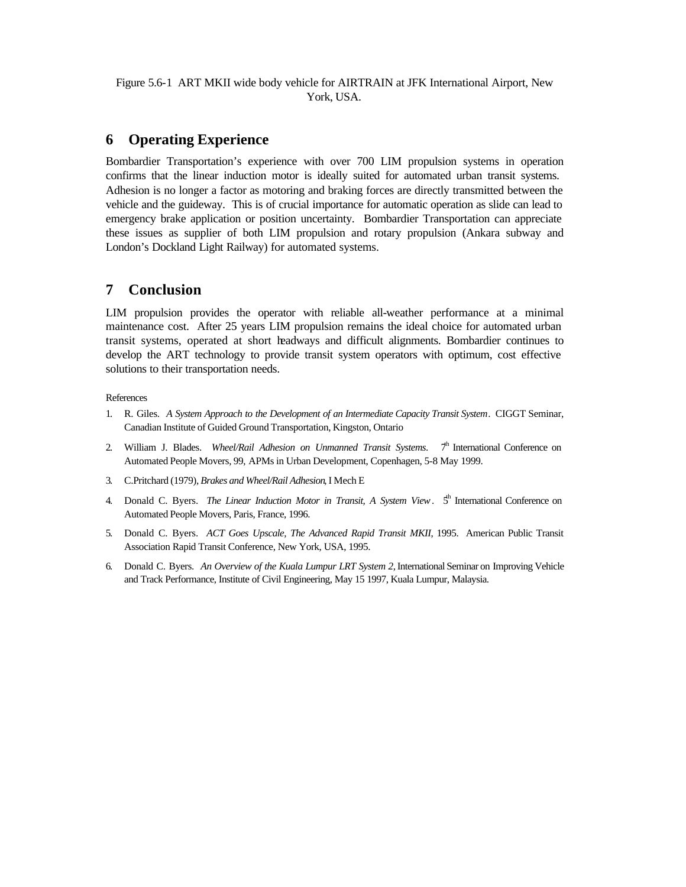Figure 5.6-1 ART MKII wide body vehicle for AIRTRAIN at JFK International Airport, New York, USA.

## 6 Operating Experience

Bombardier Transportation's experience with over 700 LIM propulsion systems in operation confirms that the linear induction motor is ideally suited for automated urban transit systems. Adhesion is no longer a factor as motoring and braking forces are directly transmitted between the vehicle and the guideway. This is of crucial importance for automatic operation as slide can lead to emergency brake application or position uncertainty. Bombardier Transportation can appreciate these issues as supplier of both LIM propulsion and rotary propulsion (Ankara subway and London's Dockland Light Railway) for automated systems.

## 7 Conclusion

LIM propulsion provides the operator with reliable all-weather performance at a minimal maintenance cost. After 25 years LIM propulsion remains the ideal choice for automated urban transit systems, operated at short headways and difficult alignments. Bombardier continues to develop the ART technology to provide transit system operators with optimum, cost effective solutions to their transportation needs.

References

1. R. Giles. *A System Approach to the Development of an Intermediate Capacity Transit System*. CIGGT Seminar, Canadian Institute of Guided Ground Transportation, Kingston, Ontario
2. William J. Blades. *Wheel/Rail Adhesion on Unmanned Transit Systems.* 7th International Conference on Automated People Movers, 99, APMs in Urban Development, Copenhagen, 5-8 May 1999.
3. C.Pritchard (1979), *Brakes and Wheel/Rail Adhesion*, I Mech E
4. Donald C. Byers. *The Linear Induction Motor in Transit, A System View*. 5th International Conference on Automated People Movers, Paris, France, 1996.
5. Donald C. Byers. *ACT Goes Upscale, The Advanced Rapid Transit MKII*, 1995. American Public Transit Association Rapid Transit Conference, New York, USA, 1995.
6. Donald C. Byers. *An Overview of the Kuala Lumpur LRT System 2*, International Seminar on Improving Vehicle and Track Performance, Institute of Civil Engineering, May 15 1997, Kuala Lumpur, Malaysia.